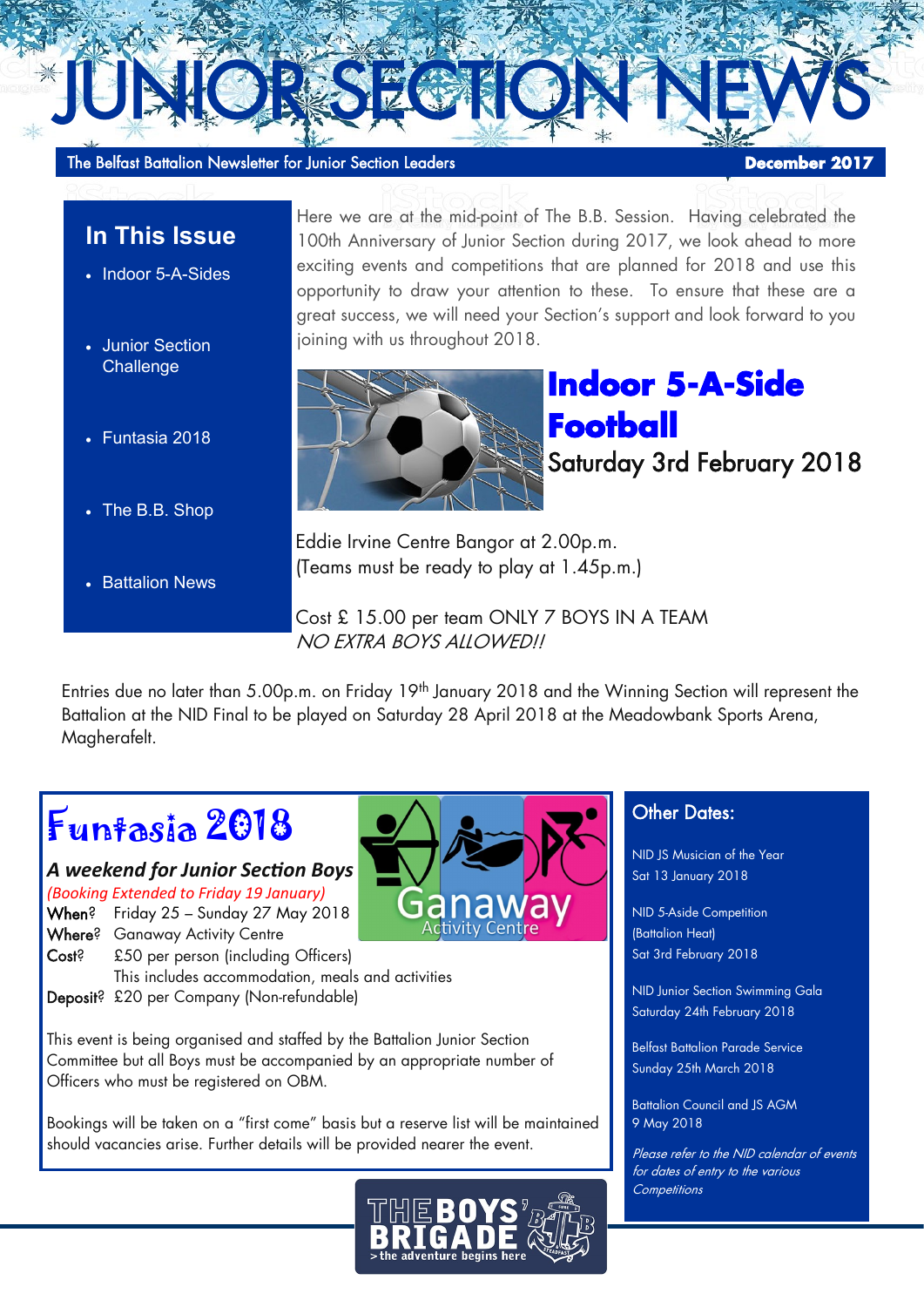# JUNIOR SECTION NEWS

The Belfast Battalion Newsletter for Junior Section Leaders — **December 2017**

## In This Issue

- Indoor 5-A-Sides
- Junior Section Challenge
- Funtasia 2018
- The B.B. Shop
- Battalion News

Here we are at the mid-point of The B.B. Session. Having celebrated the 100th Anniversary of Junior Section during 2017, we look ahead to more exciting events and competitions that are planned for 2018 and use this opportunity to draw your attention to these. To ensure that these are a great success, we will need your Section's support and look forward to you joining with us throughout 2018.

## Indoor 5-A-Side Football

Saturday 3rd February 2018

Eddie Irvine Centre Bangor at 2.00p.m.
(Teams must be ready to play at 1.45p.m.)

Cost £ 15.00 per team ONLY 7 BOYS IN A TEAM
*NO EXTRA BOYS ALLOWED!!*

Entries due no later than 5.00p.m. on Friday 19th January 2018 and the Winning Section will represent the Battalion at the NID Final to be played on Saturday 28 April 2018 at the Meadowbank Sports Arena, Magherafelt.

## Funtasia 2018

### *A weekend for Junior Section Boys*

*(Booking Extended to Friday 19 January)*

**When?** Friday 25 – Sunday 27 May 2018
**Where?** Ganaway Activity Centre
**Cost?** £50 per person (including Officers)
This includes accommodation, meals and activities
**Deposit?** £20 per Company (Non-refundable)

This event is being organised and staffed by the Battalion Junior Section Committee but all Boys must be accompanied by an appropriate number of Officers who must be registered on OBM.

Bookings will be taken on a "first come" basis but a reserve list will be maintained should vacancies arise. Further details will be provided nearer the event.

## Other Dates:

NID JS Musician of the Year
Sat 13 January 2018

NID 5-Aside Competition
(Battalion Heat)
Sat 3rd February 2018

NID Junior Section Swimming Gala
Saturday 24th February 2018

Belfast Battalion Parade Service
Sunday 25th March 2018

Battalion Council and JS AGM
9 May 2018

*Please refer to the NID calendar of events for dates of entry to the various Competitions*

THE BOYS' BRIGADE
> the adventure begins here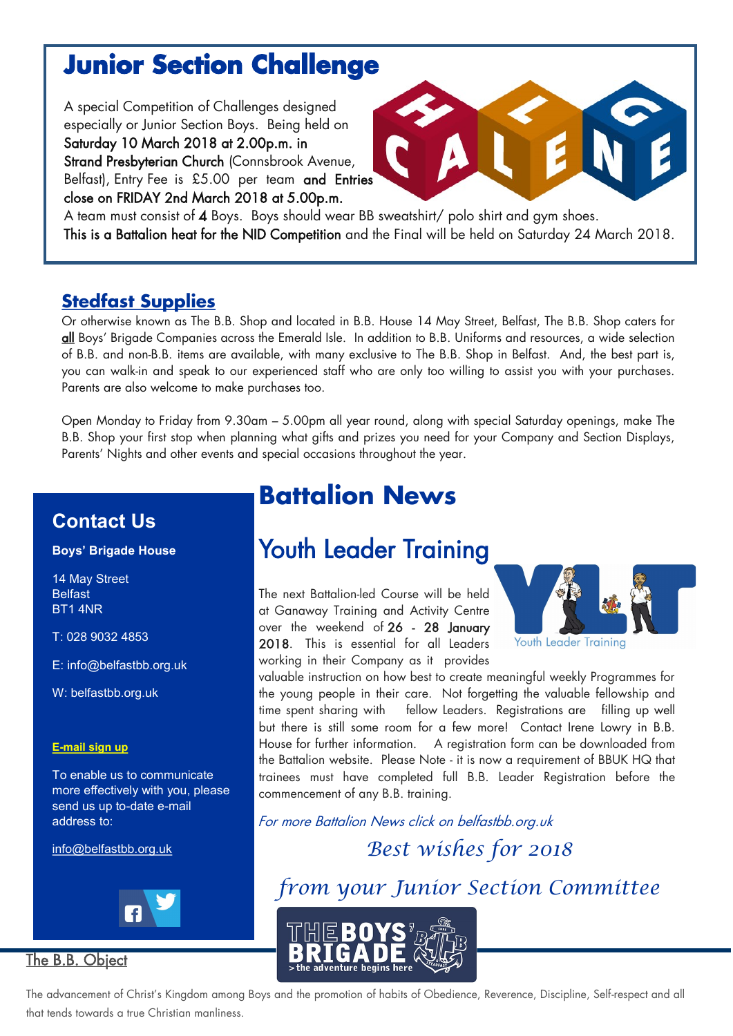# Junior Section Challenge

A special Competition of Challenges designed especially or Junior Section Boys. Being held on **Saturday 10 March 2018 at 2.00p.m. in Strand Presbyterian Church** (Connsbrook Avenue, Belfast), Entry Fee is £5.00 per team **and Entries close on FRIDAY 2nd March 2018 at 5.00p.m.**

A team must consist of **4** Boys. Boys should wear BB sweatshirt/ polo shirt and gym shoes.

**This is a Battalion heat for the NID Competition** and the Final will be held on Saturday 24 March 2018.

## Stedfast Supplies

Or otherwise known as The B.B. Shop and located in B.B. House 14 May Street, Belfast, The B.B. Shop caters for all Boys' Brigade Companies across the Emerald Isle. In addition to B.B. Uniforms and resources, a wide selection of B.B. and non-B.B. items are available, with many exclusive to The B.B. Shop in Belfast. And, the best part is, you can walk-in and speak to our experienced staff who are only too willing to assist you with your purchases. Parents are also welcome to make purchases too.

Open Monday to Friday from 9.30am – 5.00pm all year round, along with special Saturday openings, make The B.B. Shop your first stop when planning what gifts and prizes you need for your Company and Section Displays, Parents' Nights and other events and special occasions throughout the year.

## Contact Us

**Boys' Brigade House**

14 May Street
Belfast
BT1 4NR

T: 028 9032 4853

E: info@belfastbb.org.uk

W: belfastbb.org.uk

**E-mail sign up**

To enable us to communicate more effectively with you, please send us up to-date e-mail address to:

info@belfastbb.org.uk

# Battalion News

## Youth Leader Training

The next Battalion-led Course will be held at Ganaway Training and Activity Centre over the weekend of **26 - 28 January 2018**. This is essential for all Leaders working in their Company as it provides valuable instruction on how best to create meaningful weekly Programmes for the young people in their care. Not forgetting the valuable fellowship and time spent sharing with fellow Leaders. Registrations are filling up well but there is still some room for a few more! Contact Irene Lowry in B.B. House for further information. A registration form can be downloaded from the Battalion website. Please Note - it is now a requirement of BBUK HQ that trainees must have completed full B.B. Leader Registration before the commencement of any B.B. training.

*For more Battalion News click on belfastbb.org.uk*

*Best wishes for 2018*

*from your Junior Section Committee*

## The B.B. Object

The advancement of Christ's Kingdom among Boys and the promotion of habits of Obedience, Reverence, Discipline, Self-respect and all that tends towards a true Christian manliness.